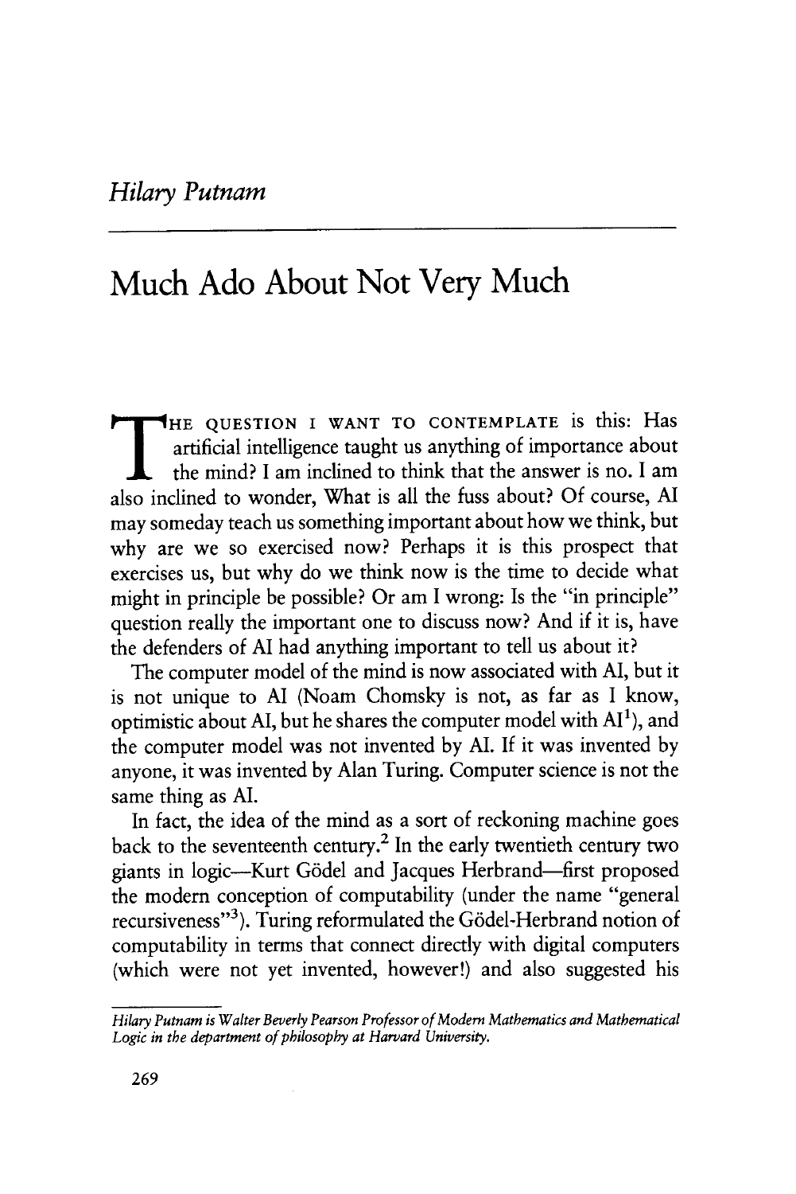*Hilary Putnam*

# Much Ado About Not Very Much

THE QUESTION I WANT TO CONTEMPLATE is this: Has artificial intelligence taught us anything of importance about the mind? I am inclined to think that the answer is no. I am also inclined to wonder, What is all the fuss about? Of course, AI may someday teach us something important about how we think, but why are we so exercised now? Perhaps it is this prospect that exercises us, but why do we think now is the time to decide what might in principle be possible? Or am I wrong: Is the "in principle" question really the important one to discuss now? And if it is, have the defenders of AI had anything important to tell us about it?

The computer model of the mind is now associated with AI, but it is not unique to AI (Noam Chomsky is not, as far as I know, optimistic about AI, but he shares the computer model with AI[1]), and the computer model was not invented by AI. If it was invented by anyone, it was invented by Alan Turing. Computer science is not the same thing as AI.

In fact, the idea of the mind as a sort of reckoning machine goes back to the seventeenth century.[2] In the early twentieth century two giants in logic—Kurt Gödel and Jacques Herbrand—first proposed the modern conception of computability (under the name "general recursiveness"[3]). Turing reformulated the Gödel-Herbrand notion of computability in terms that connect directly with digital computers (which were not yet invented, however!) and also suggested his

---

*Hilary Putnam is Walter Beverly Pearson Professor of Modern Mathematics and Mathematical Logic in the department of philosophy at Harvard University.*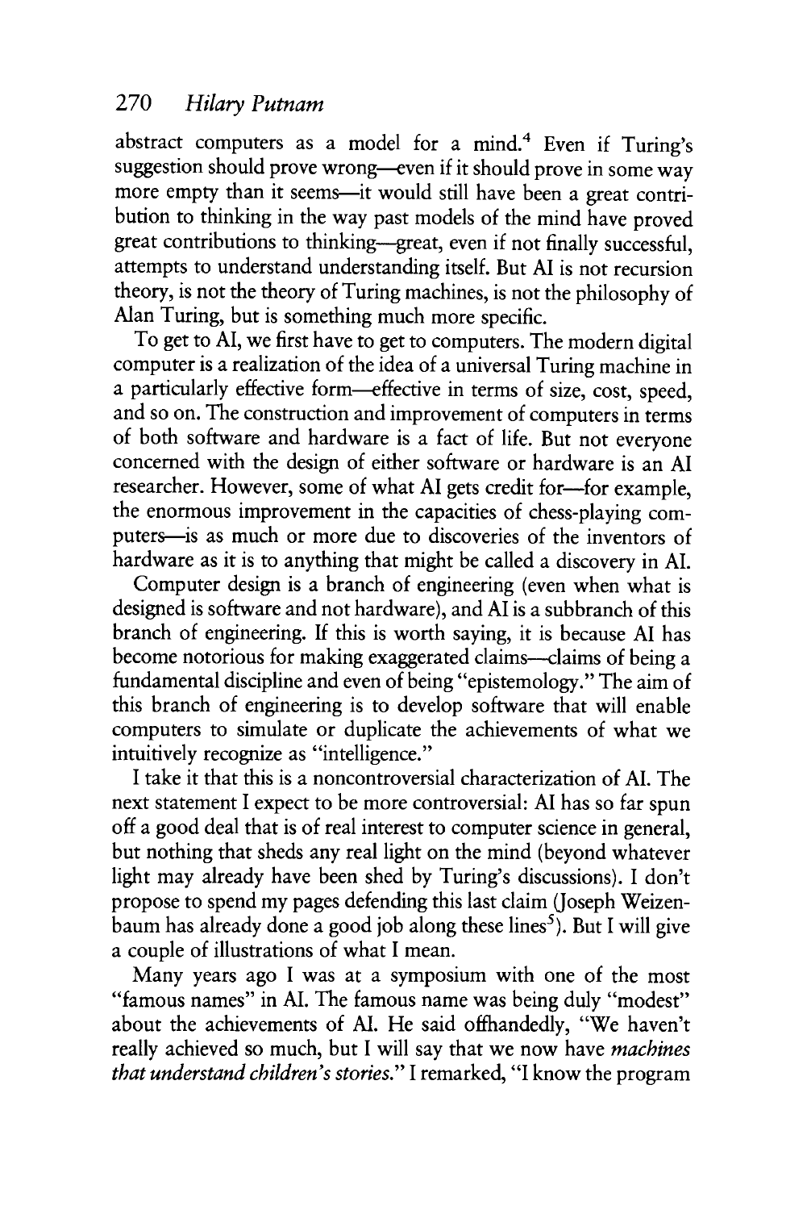abstract computers as a model for a mind.[4] Even if Turing's suggestion should prove wrong—even if it should prove in some way more empty than it seems—it would still have been a great contribution to thinking in the way past models of the mind have proved great contributions to thinking—great, even if not finally successful, attempts to understand understanding itself. But AI is not recursion theory, is not the theory of Turing machines, is not the philosophy of Alan Turing, but is something much more specific.

To get to AI, we first have to get to computers. The modern digital computer is a realization of the idea of a universal Turing machine in a particularly effective form—effective in terms of size, cost, speed, and so on. The construction and improvement of computers in terms of both software and hardware is a fact of life. But not everyone concerned with the design of either software or hardware is an AI researcher. However, some of what AI gets credit for—for example, the enormous improvement in the capacities of chess-playing computers—is as much or more due to discoveries of the inventors of hardware as it is to anything that might be called a discovery in AI.

Computer design is a branch of engineering (even when what is designed is software and not hardware), and AI is a subbranch of this branch of engineering. If this is worth saying, it is because AI has become notorious for making exaggerated claims—claims of being a fundamental discipline and even of being "epistemology." The aim of this branch of engineering is to develop software that will enable computers to simulate or duplicate the achievements of what we intuitively recognize as "intelligence."

I take it that this is a noncontroversial characterization of AI. The next statement I expect to be more controversial: AI has so far spun off a good deal that is of real interest to computer science in general, but nothing that sheds any real light on the mind (beyond whatever light may already have been shed by Turing's discussions). I don't propose to spend my pages defending this last claim (Joseph Weizenbaum has already done a good job along these lines[5]). But I will give a couple of illustrations of what I mean.

Many years ago I was at a symposium with one of the most "famous names" in AI. The famous name was being duly "modest" about the achievements of AI. He said offhandedly, "We haven't really achieved so much, but I will say that we now have *machines that understand children's stories.*" I remarked, "I know the program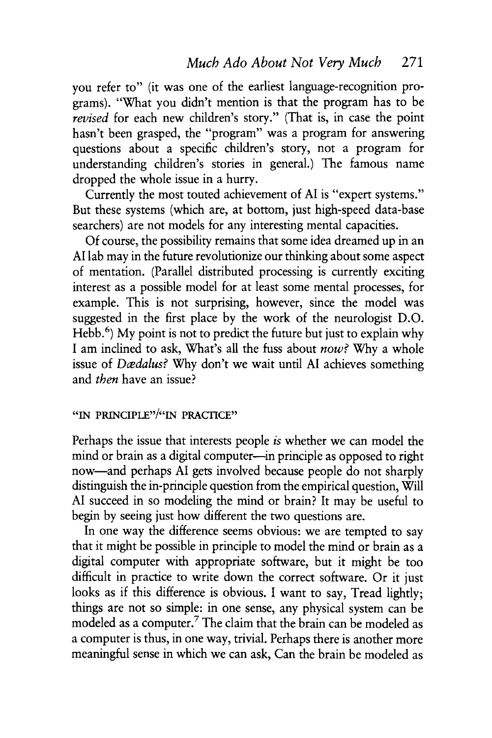you refer to" (it was one of the earliest language-recognition programs). "What you didn't mention is that the program has to be *revised* for each new children's story." (That is, in case the point hasn't been grasped, the "program" was a program for answering questions about a specific children's story, not a program for understanding children's stories in general.) The famous name dropped the whole issue in a hurry.

Currently the most touted achievement of AI is "expert systems." But these systems (which are, at bottom, just high-speed data-base searchers) are not models for any interesting mental capacities.

Of course, the possibility remains that some idea dreamed up in an AI lab may in the future revolutionize our thinking about some aspect of mentation. (Parallel distributed processing is currently exciting interest as a possible model for at least some mental processes, for example. This is not surprising, however, since the model was suggested in the first place by the work of the neurologist D.O. Hebb.[6]) My point is not to predict the future but just to explain why I am inclined to ask, What's all the fuss about *now*? Why a whole issue of *Dædalus*? Why don't we wait until AI achieves something and *then* have an issue?

### "IN PRINCIPLE"/"IN PRACTICE"

Perhaps the issue that interests people *is* whether we can model the mind or brain as a digital computer—in principle as opposed to right now—and perhaps AI gets involved because people do not sharply distinguish the in-principle question from the empirical question, Will AI succeed in so modeling the mind or brain? It may be useful to begin by seeing just how different the two questions are.

In one way the difference seems obvious: we are tempted to say that it might be possible in principle to model the mind or brain as a digital computer with appropriate software, but it might be too difficult in practice to write down the correct software. Or it just looks as if this difference is obvious. I want to say, Tread lightly; things are not so simple: in one sense, any physical system can be modeled as a computer.[7] The claim that the brain can be modeled as a computer is thus, in one way, trivial. Perhaps there is another more meaningful sense in which we can ask, Can the brain be modeled as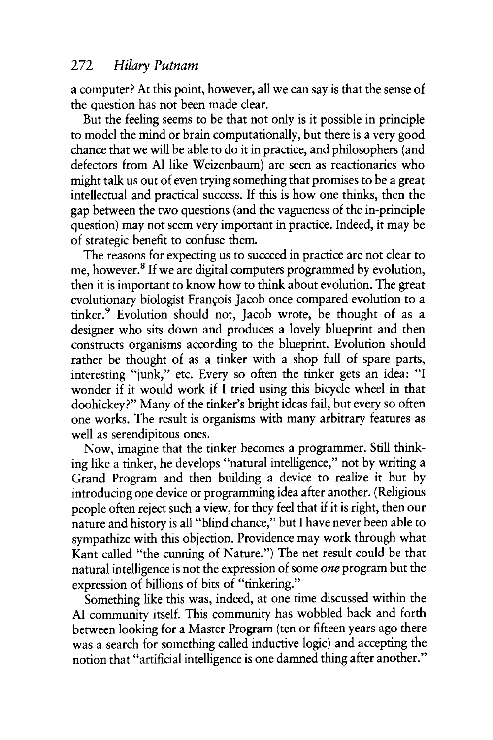a computer? At this point, however, all we can say is that the sense of the question has not been made clear.

But the feeling seems to be that not only is it possible in principle to model the mind or brain computationally, but there is a very good chance that we will be able to do it in practice, and philosophers (and defectors from AI like Weizenbaum) are seen as reactionaries who might talk us out of even trying something that promises to be a great intellectual and practical success. If this is how one thinks, then the gap between the two questions (and the vagueness of the in-principle question) may not seem very important in practice. Indeed, it may be of strategic benefit to confuse them.

The reasons for expecting us to succeed in practice are not clear to me, however.[8] If we are digital computers programmed by evolution, then it is important to know how to think about evolution. The great evolutionary biologist François Jacob once compared evolution to a tinker.[9] Evolution should not, Jacob wrote, be thought of as a designer who sits down and produces a lovely blueprint and then constructs organisms according to the blueprint. Evolution should rather be thought of as a tinker with a shop full of spare parts, interesting "junk," etc. Every so often the tinker gets an idea: "I wonder if it would work if I tried using this bicycle wheel in that doohickey?" Many of the tinker's bright ideas fail, but every so often one works. The result is organisms with many arbitrary features as well as serendipitous ones.

Now, imagine that the tinker becomes a programmer. Still thinking like a tinker, he develops "natural intelligence," not by writing a Grand Program and then building a device to realize it but by introducing one device or programming idea after another. (Religious people often reject such a view, for they feel that if it is right, then our nature and history is all "blind chance," but I have never been able to sympathize with this objection. Providence may work through what Kant called "the cunning of Nature.") The net result could be that natural intelligence is not the expression of some *one* program but the expression of billions of bits of "tinkering."

Something like this was, indeed, at one time discussed within the AI community itself. This community has wobbled back and forth between looking for a Master Program (ten or fifteen years ago there was a search for something called inductive logic) and accepting the notion that "artificial intelligence is one damned thing after another."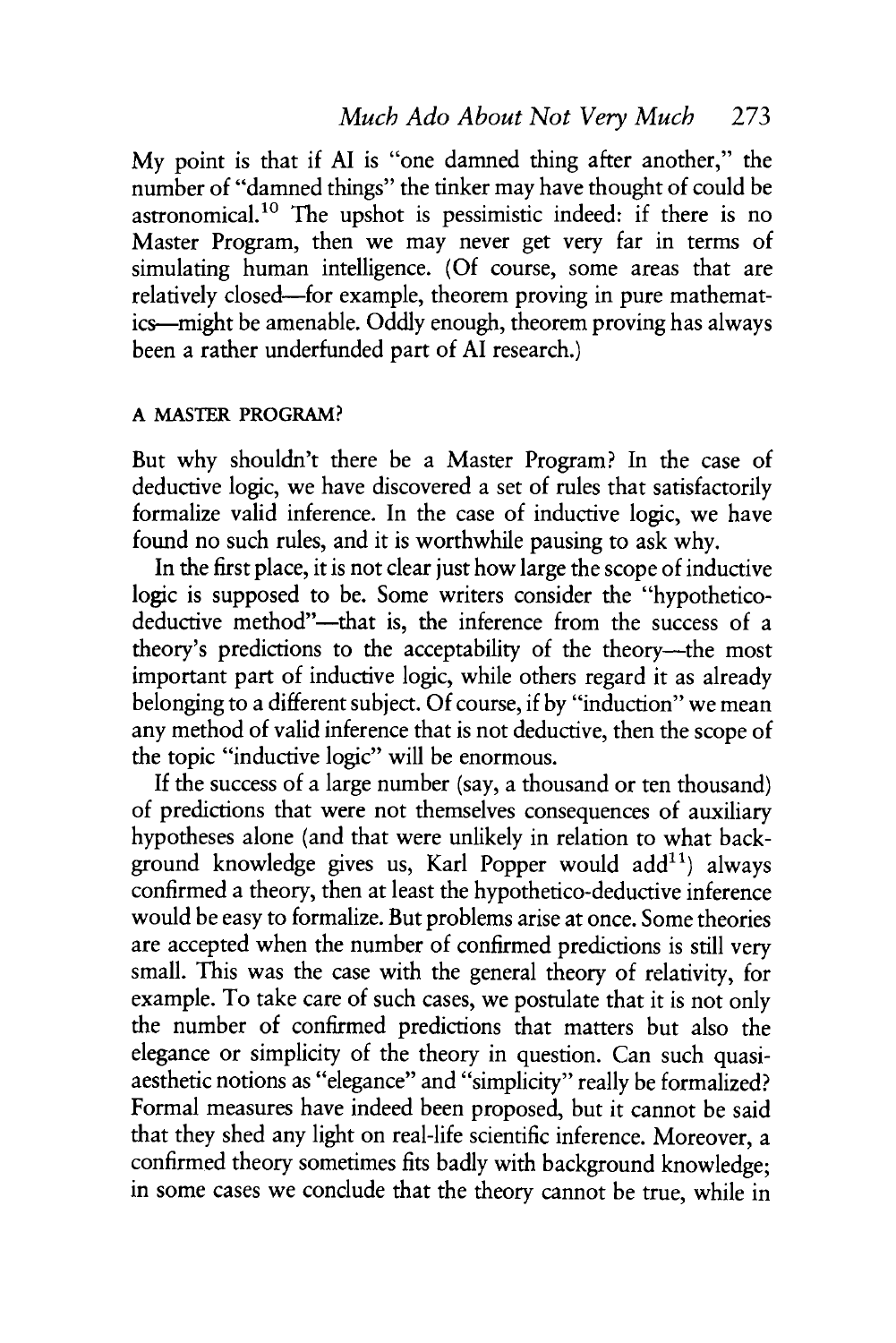My point is that if AI is "one damned thing after another," the number of "damned things" the tinker may have thought of could be astronomical.[10] The upshot is pessimistic indeed: if there is no Master Program, then we may never get very far in terms of simulating human intelligence. (Of course, some areas that are relatively closed—for example, theorem proving in pure mathematics—might be amenable. Oddly enough, theorem proving has always been a rather underfunded part of AI research.)

## A MASTER PROGRAM?

But why shouldn't there be a Master Program? In the case of deductive logic, we have discovered a set of rules that satisfactorily formalize valid inference. In the case of inductive logic, we have found no such rules, and it is worthwhile pausing to ask why.

In the first place, it is not clear just how large the scope of inductive logic is supposed to be. Some writers consider the "hypothetico-deductive method"—that is, the inference from the success of a theory's predictions to the acceptability of the theory—the most important part of inductive logic, while others regard it as already belonging to a different subject. Of course, if by "induction" we mean any method of valid inference that is not deductive, then the scope of the topic "inductive logic" will be enormous.

If the success of a large number (say, a thousand or ten thousand) of predictions that were not themselves consequences of auxiliary hypotheses alone (and that were unlikely in relation to what background knowledge gives us, Karl Popper would add[11]) always confirmed a theory, then at least the hypothetico-deductive inference would be easy to formalize. But problems arise at once. Some theories are accepted when the number of confirmed predictions is still very small. This was the case with the general theory of relativity, for example. To take care of such cases, we postulate that it is not only the number of confirmed predictions that matters but also the elegance or simplicity of the theory in question. Can such quasi-aesthetic notions as "elegance" and "simplicity" really be formalized? Formal measures have indeed been proposed, but it cannot be said that they shed any light on real-life scientific inference. Moreover, a confirmed theory sometimes fits badly with background knowledge; in some cases we conclude that the theory cannot be true, while in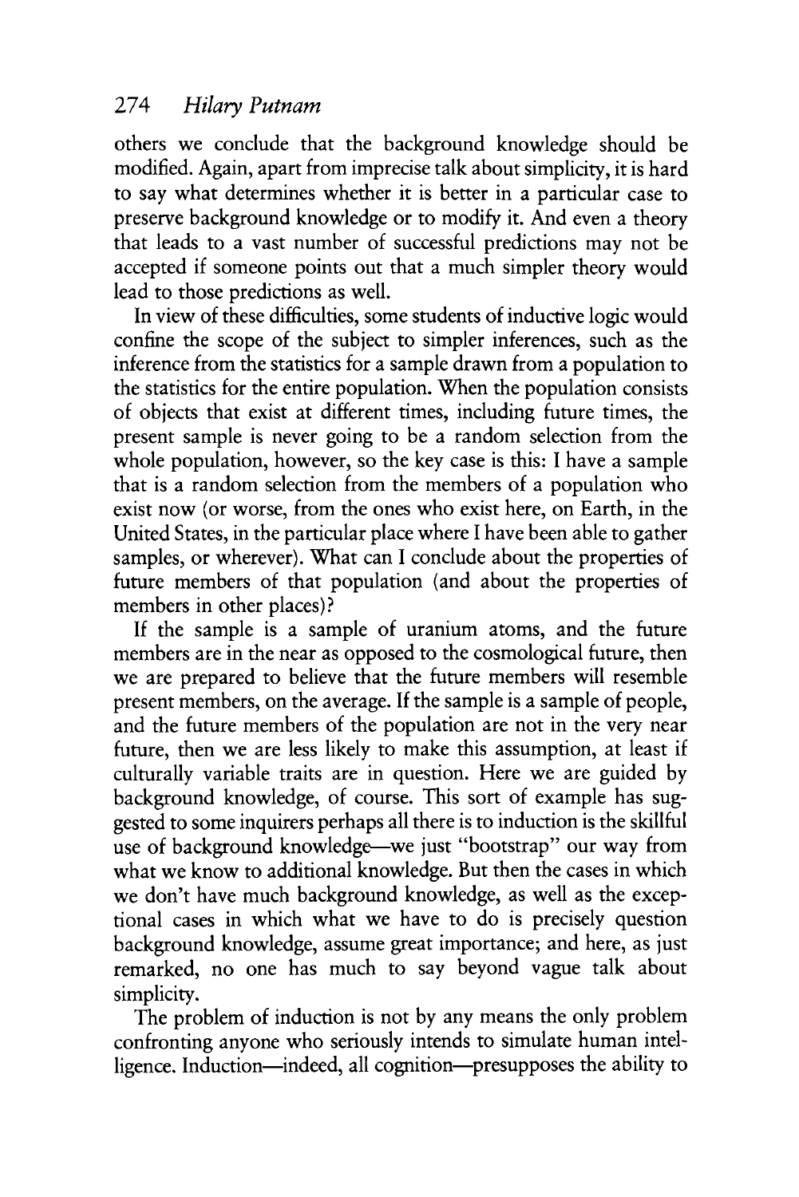others we conclude that the background knowledge should be modified. Again, apart from imprecise talk about simplicity, it is hard to say what determines whether it is better in a particular case to preserve background knowledge or to modify it. And even a theory that leads to a vast number of successful predictions may not be accepted if someone points out that a much simpler theory would lead to those predictions as well.

In view of these difficulties, some students of inductive logic would confine the scope of the subject to simpler inferences, such as the inference from the statistics for a sample drawn from a population to the statistics for the entire population. When the population consists of objects that exist at different times, including future times, the present sample is never going to be a random selection from the whole population, however, so the key case is this: I have a sample that is a random selection from the members of a population who exist now (or worse, from the ones who exist here, on Earth, in the United States, in the particular place where I have been able to gather samples, or wherever). What can I conclude about the properties of future members of that population (and about the properties of members in other places)?

If the sample is a sample of uranium atoms, and the future members are in the near as opposed to the cosmological future, then we are prepared to believe that the future members will resemble present members, on the average. If the sample is a sample of people, and the future members of the population are not in the very near future, then we are less likely to make this assumption, at least if culturally variable traits are in question. Here we are guided by background knowledge, of course. This sort of example has suggested to some inquirers perhaps all there is to induction is the skillful use of background knowledge—we just "bootstrap" our way from what we know to additional knowledge. But then the cases in which we don't have much background knowledge, as well as the exceptional cases in which what we have to do is precisely question background knowledge, assume great importance; and here, as just remarked, no one has much to say beyond vague talk about simplicity.

The problem of induction is not by any means the only problem confronting anyone who seriously intends to simulate human intelligence. Induction—indeed, all cognition—presupposes the ability to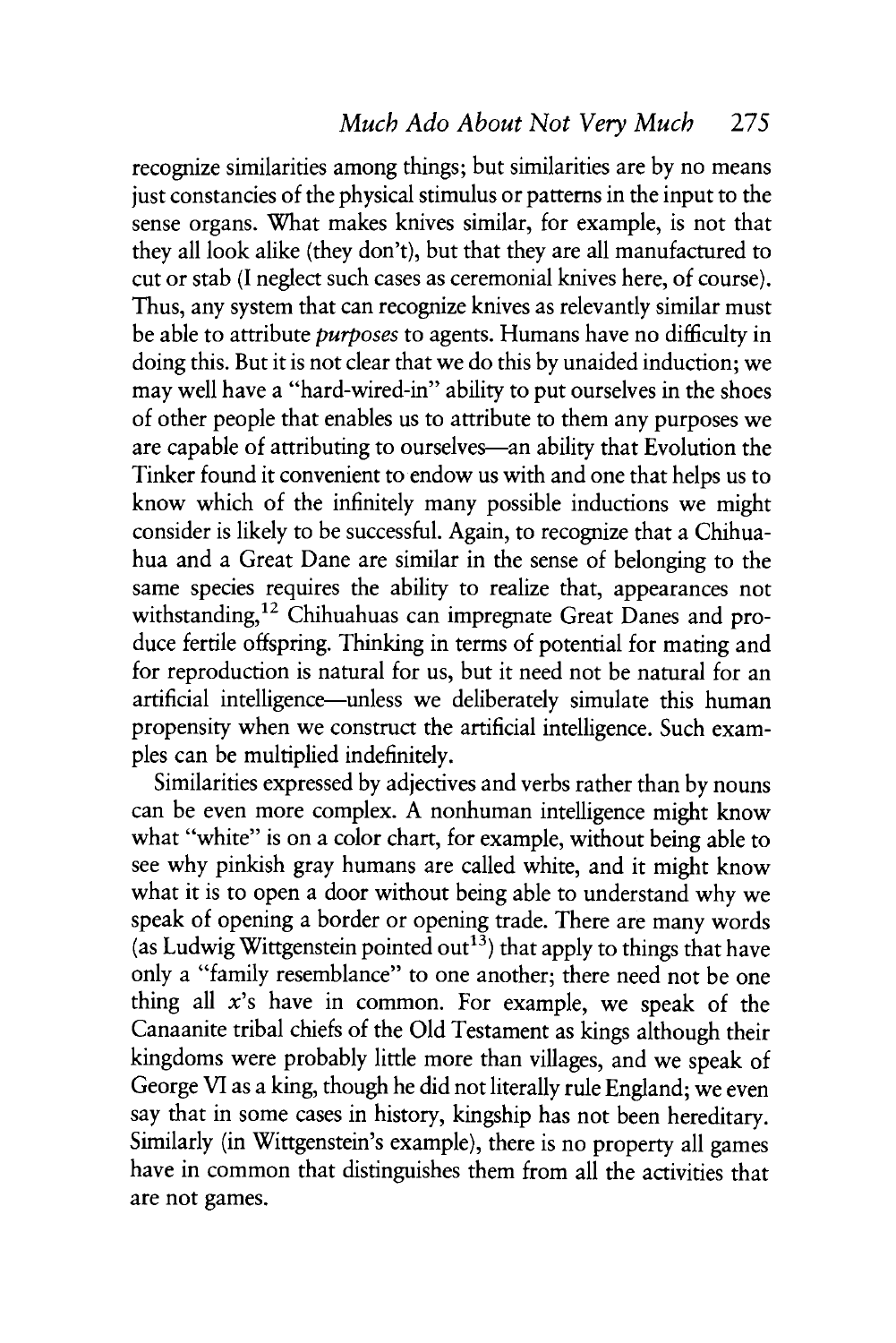recognize similarities among things; but similarities are by no means just constancies of the physical stimulus or patterns in the input to the sense organs. What makes knives similar, for example, is not that they all look alike (they don't), but that they are all manufactured to cut or stab (I neglect such cases as ceremonial knives here, of course). Thus, any system that can recognize knives as relevantly similar must be able to attribute *purposes* to agents. Humans have no difficulty in doing this. But it is not clear that we do this by unaided induction; we may well have a "hard-wired-in" ability to put ourselves in the shoes of other people that enables us to attribute to them any purposes we are capable of attributing to ourselves—an ability that Evolution the Tinker found it convenient to endow us with and one that helps us to know which of the infinitely many possible inductions we might consider is likely to be successful. Again, to recognize that a Chihuahua and a Great Dane are similar in the sense of belonging to the same species requires the ability to realize that, appearances not withstanding,[12] Chihuahuas can impregnate Great Danes and produce fertile offspring. Thinking in terms of potential for mating and for reproduction is natural for us, but it need not be natural for an artificial intelligence—unless we deliberately simulate this human propensity when we construct the artificial intelligence. Such examples can be multiplied indefinitely.

Similarities expressed by adjectives and verbs rather than by nouns can be even more complex. A nonhuman intelligence might know what "white" is on a color chart, for example, without being able to see why pinkish gray humans are called white, and it might know what it is to open a door without being able to understand why we speak of opening a border or opening trade. There are many words (as Ludwig Wittgenstein pointed out[13]) that apply to things that have only a "family resemblance" to one another; there need not be one thing all *x*'s have in common. For example, we speak of the Canaanite tribal chiefs of the Old Testament as kings although their kingdoms were probably little more than villages, and we speak of George VI as a king, though he did not literally rule England; we even say that in some cases in history, kingship has not been hereditary. Similarly (in Wittgenstein's example), there is no property all games have in common that distinguishes them from all the activities that are not games.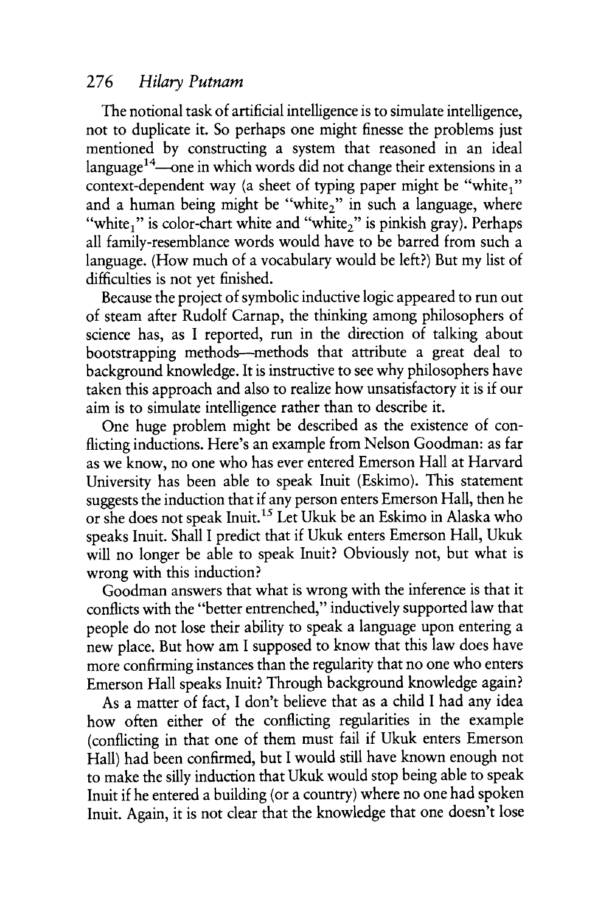The notional task of artificial intelligence is to simulate intelligence, not to duplicate it. So perhaps one might finesse the problems just mentioned by constructing a system that reasoned in an ideal language[14]—one in which words did not change their extensions in a context-dependent way (a sheet of typing paper might be "white$_1$" and a human being might be "white$_2$" in such a language, where "white$_1$" is color-chart white and "white$_2$" is pinkish gray). Perhaps all family-resemblance words would have to be barred from such a language. (How much of a vocabulary would be left?) But my list of difficulties is not yet finished.

Because the project of symbolic inductive logic appeared to run out of steam after Rudolf Carnap, the thinking among philosophers of science has, as I reported, run in the direction of talking about bootstrapping methods—methods that attribute a great deal to background knowledge. It is instructive to see why philosophers have taken this approach and also to realize how unsatisfactory it is if our aim is to simulate intelligence rather than to describe it.

One huge problem might be described as the existence of conflicting inductions. Here's an example from Nelson Goodman: as far as we know, no one who has ever entered Emerson Hall at Harvard University has been able to speak Inuit (Eskimo). This statement suggests the induction that if any person enters Emerson Hall, then he or she does not speak Inuit.[15] Let Ukuk be an Eskimo in Alaska who speaks Inuit. Shall I predict that if Ukuk enters Emerson Hall, Ukuk will no longer be able to speak Inuit? Obviously not, but what is wrong with this induction?

Goodman answers that what is wrong with the inference is that it conflicts with the "better entrenched," inductively supported law that people do not lose their ability to speak a language upon entering a new place. But how am I supposed to know that this law does have more confirming instances than the regularity that no one who enters Emerson Hall speaks Inuit? Through background knowledge again?

As a matter of fact, I don't believe that as a child I had any idea how often either of the conflicting regularities in the example (conflicting in that one of them must fail if Ukuk enters Emerson Hall) had been confirmed, but I would still have known enough not to make the silly induction that Ukuk would stop being able to speak Inuit if he entered a building (or a country) where no one had spoken Inuit. Again, it is not clear that the knowledge that one doesn't lose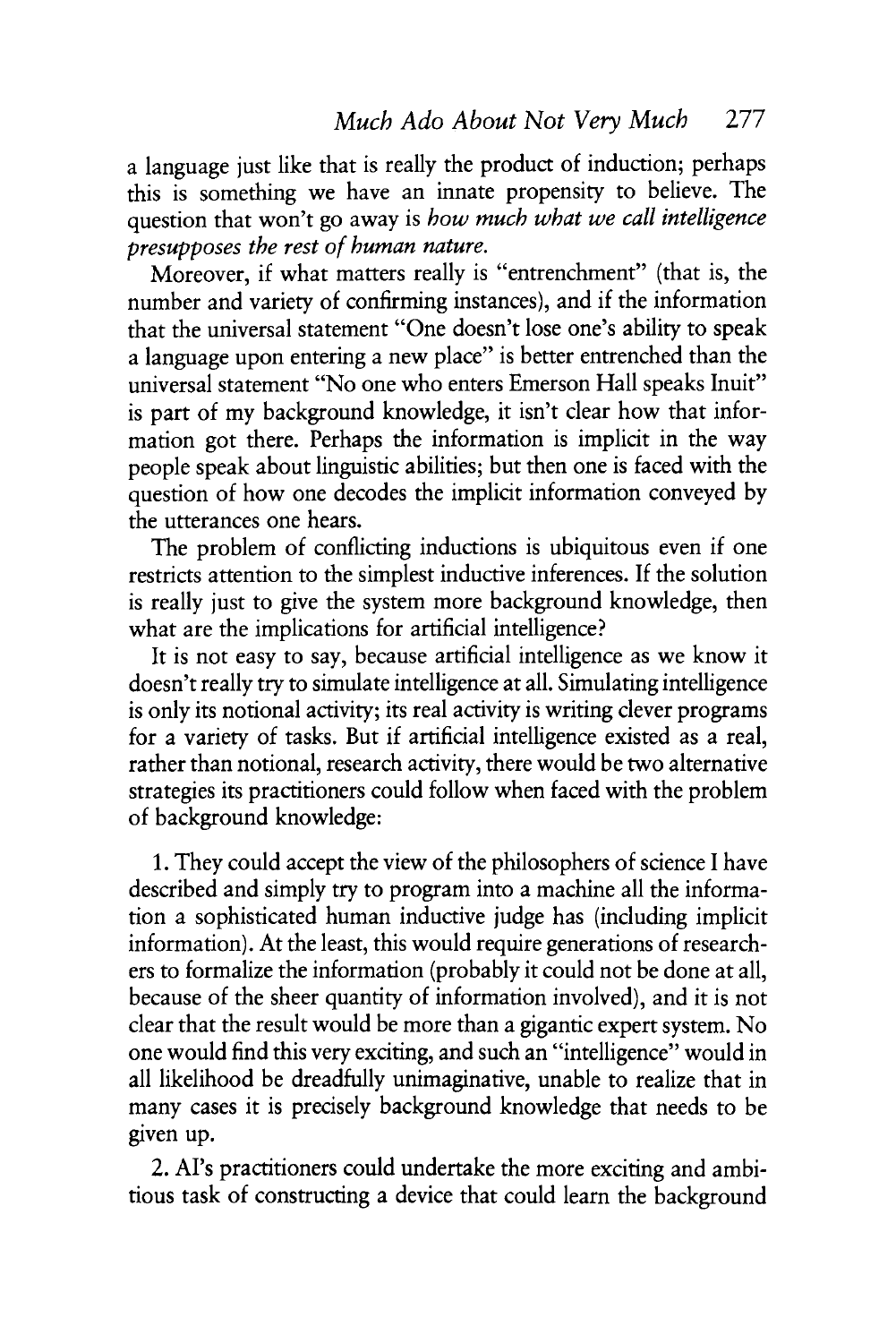a language just like that is really the product of induction; perhaps this is something we have an innate propensity to believe. The question that won't go away is *how much what we call intelligence presupposes the rest of human nature.*

Moreover, if what matters really is "entrenchment" (that is, the number and variety of confirming instances), and if the information that the universal statement "One doesn't lose one's ability to speak a language upon entering a new place" is better entrenched than the universal statement "No one who enters Emerson Hall speaks Inuit" is part of my background knowledge, it isn't clear how that information got there. Perhaps the information is implicit in the way people speak about linguistic abilities; but then one is faced with the question of how one decodes the implicit information conveyed by the utterances one hears.

The problem of conflicting inductions is ubiquitous even if one restricts attention to the simplest inductive inferences. If the solution is really just to give the system more background knowledge, then what are the implications for artificial intelligence?

It is not easy to say, because artificial intelligence as we know it doesn't really try to simulate intelligence at all. Simulating intelligence is only its notional activity; its real activity is writing clever programs for a variety of tasks. But if artificial intelligence existed as a real, rather than notional, research activity, there would be two alternative strategies its practitioners could follow when faced with the problem of background knowledge:

1. They could accept the view of the philosophers of science I have described and simply try to program into a machine all the information a sophisticated human inductive judge has (including implicit information). At the least, this would require generations of researchers to formalize the information (probably it could not be done at all, because of the sheer quantity of information involved), and it is not clear that the result would be more than a gigantic expert system. No one would find this very exciting, and such an "intelligence" would in all likelihood be dreadfully unimaginative, unable to realize that in many cases it is precisely background knowledge that needs to be given up.

2. AI's practitioners could undertake the more exciting and ambitious task of constructing a device that could learn the background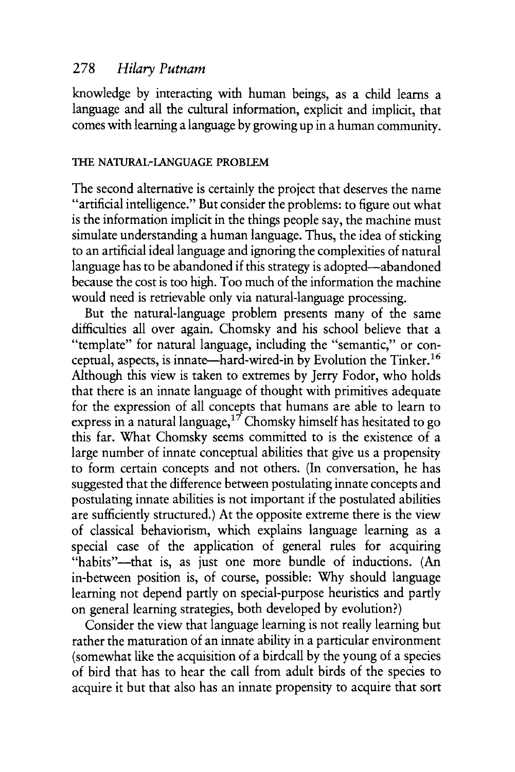knowledge by interacting with human beings, as a child learns a language and all the cultural information, explicit and implicit, that comes with learning a language by growing up in a human community.

## THE NATURAL-LANGUAGE PROBLEM

The second alternative is certainly the project that deserves the name "artificial intelligence." But consider the problems: to figure out what is the information implicit in the things people say, the machine must simulate understanding a human language. Thus, the idea of sticking to an artificial ideal language and ignoring the complexities of natural language has to be abandoned if this strategy is adopted—abandoned because the cost is too high. Too much of the information the machine would need is retrievable only via natural-language processing.

But the natural-language problem presents many of the same difficulties all over again. Chomsky and his school believe that a "template" for natural language, including the "semantic," or conceptual, aspects, is innate—hard-wired-in by Evolution the Tinker.[16] Although this view is taken to extremes by Jerry Fodor, who holds that there is an innate language of thought with primitives adequate for the expression of all concepts that humans are able to learn to express in a natural language,[17] Chomsky himself has hesitated to go this far. What Chomsky seems committed to is the existence of a large number of innate conceptual abilities that give us a propensity to form certain concepts and not others. (In conversation, he has suggested that the difference between postulating innate concepts and postulating innate abilities is not important if the postulated abilities are sufficiently structured.) At the opposite extreme there is the view of classical behaviorism, which explains language learning as a special case of the application of general rules for acquiring "habits"—that is, as just one more bundle of inductions. (An in-between position is, of course, possible: Why should language learning not depend partly on special-purpose heuristics and partly on general learning strategies, both developed by evolution?)

Consider the view that language learning is not really learning but rather the maturation of an innate ability in a particular environment (somewhat like the acquisition of a birdcall by the young of a species of bird that has to hear the call from adult birds of the species to acquire it but that also has an innate propensity to acquire that sort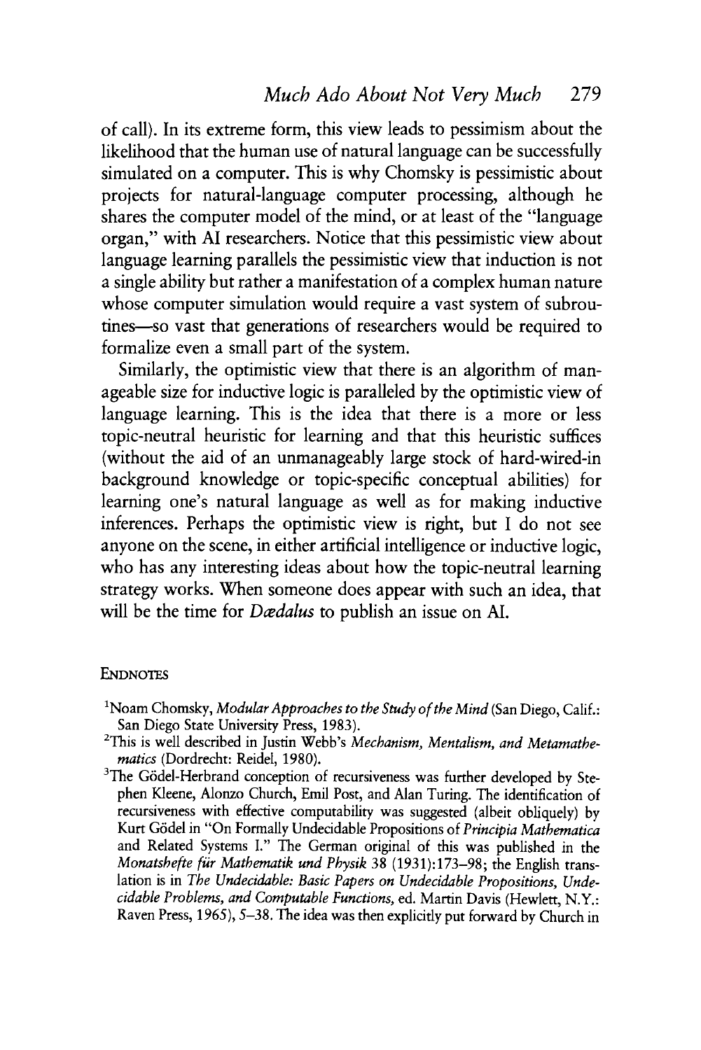of call). In its extreme form, this view leads to pessimism about the likelihood that the human use of natural language can be successfully simulated on a computer. This is why Chomsky is pessimistic about projects for natural-language computer processing, although he shares the computer model of the mind, or at least of the "language organ," with AI researchers. Notice that this pessimistic view about language learning parallels the pessimistic view that induction is not a single ability but rather a manifestation of a complex human nature whose computer simulation would require a vast system of subroutines—so vast that generations of researchers would be required to formalize even a small part of the system.

Similarly, the optimistic view that there is an algorithm of manageable size for inductive logic is paralleled by the optimistic view of language learning. This is the idea that there is a more or less topic-neutral heuristic for learning and that this heuristic suffices (without the aid of an unmanageably large stock of hard-wired-in background knowledge or topic-specific conceptual abilities) for learning one's natural language as well as for making inductive inferences. Perhaps the optimistic view is right, but I do not see anyone on the scene, in either artificial intelligence or inductive logic, who has any interesting ideas about how the topic-neutral learning strategy works. When someone does appear with such an idea, that will be the time for *Dædalus* to publish an issue on AI.

## Endnotes

[1]Noam Chomsky, *Modular Approaches to the Study of the Mind* (San Diego, Calif.: San Diego State University Press, 1983).

[2]This is well described in Justin Webb's *Mechanism, Mentalism, and Metamathematics* (Dordrecht: Reidel, 1980).

[3]The Gödel-Herbrand conception of recursiveness was further developed by Stephen Kleene, Alonzo Church, Emil Post, and Alan Turing. The identification of recursiveness with effective computability was suggested (albeit obliquely) by Kurt Gödel in "On Formally Undecidable Propositions of *Principia Mathematica* and Related Systems I." The German original of this was published in the *Monatshefte für Mathematik und Physik* 38 (1931):173–98; the English translation is in *The Undecidable: Basic Papers on Undecidable Propositions, Undecidable Problems, and Computable Functions,* ed. Martin Davis (Hewlett, N.Y.: Raven Press, 1965), 5–38. The idea was then explicitly put forward by Church in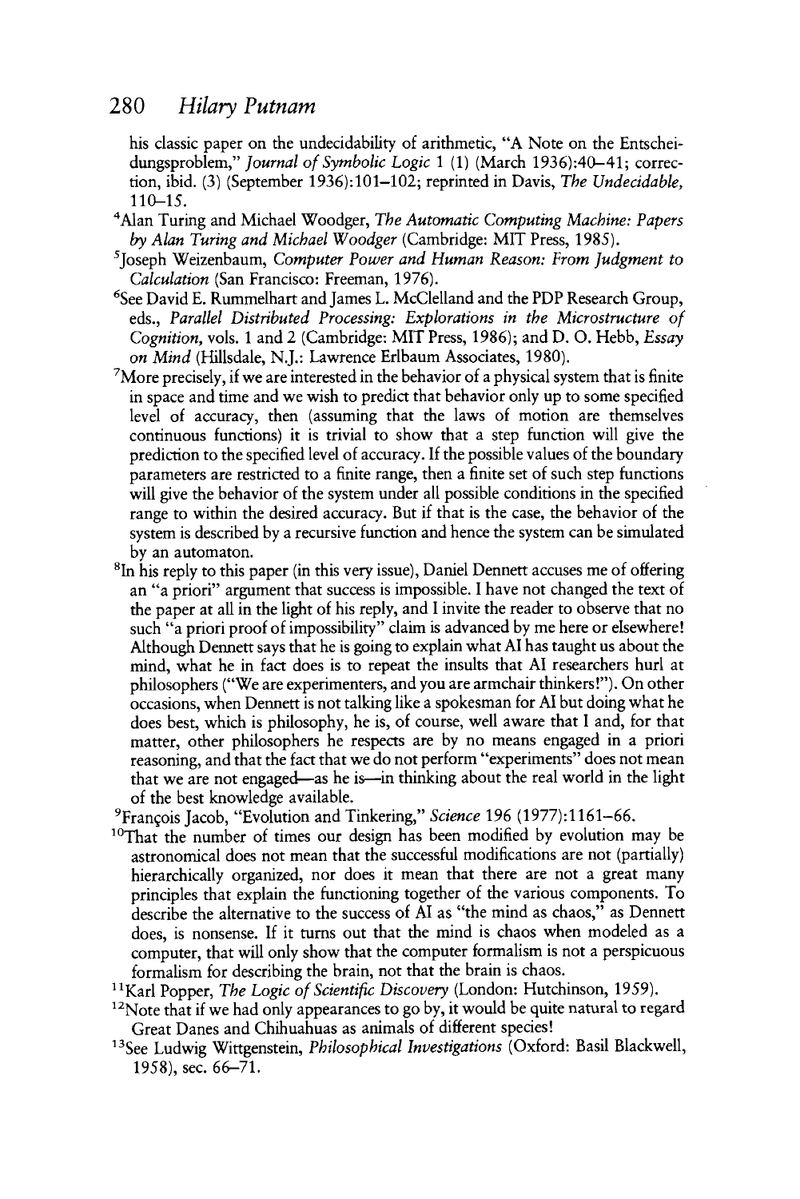his classic paper on the undecidability of arithmetic, "A Note on the Entscheidungsproblem," *Journal of Symbolic Logic* 1 (1) (March 1936):40–41; correction, ibid. (3) (September 1936):101–102; reprinted in Davis, *The Undecidable,* 110–15.

[4]Alan Turing and Michael Woodger, *The Automatic Computing Machine: Papers by Alan Turing and Michael Woodger* (Cambridge: MIT Press, 1985).

[5]Joseph Weizenbaum, *Computer Power and Human Reason: From Judgment to Calculation* (San Francisco: Freeman, 1976).

[6]See David E. Rummelhart and James L. McClelland and the PDP Research Group, eds., *Parallel Distributed Processing: Explorations in the Microstructure of Cognition,* vols. 1 and 2 (Cambridge: MIT Press, 1986); and D. O. Hebb, *Essay on Mind* (Hillsdale, N.J.: Lawrence Erlbaum Associates, 1980).

[7]More precisely, if we are interested in the behavior of a physical system that is finite in space and time and we wish to predict that behavior only up to some specified level of accuracy, then (assuming that the laws of motion are themselves continuous functions) it is trivial to show that a step function will give the prediction to the specified level of accuracy. If the possible values of the boundary parameters are restricted to a finite range, then a finite set of such step functions will give the behavior of the system under all possible conditions in the specified range to within the desired accuracy. But if that is the case, the behavior of the system is described by a recursive function and hence the system can be simulated by an automaton.

[8]In his reply to this paper (in this very issue), Daniel Dennett accuses me of offering an "a priori" argument that success is impossible. I have not changed the text of the paper at all in the light of his reply, and I invite the reader to observe that no such "a priori proof of impossibility" claim is advanced by me here or elsewhere! Although Dennett says that he is going to explain what AI has taught us about the mind, what he in fact does is to repeat the insults that AI researchers hurl at philosophers ("We are experimenters, and you are armchair thinkers!"). On other occasions, when Dennett is not talking like a spokesman for AI but doing what he does best, which is philosophy, he is, of course, well aware that I and, for that matter, other philosophers he respects are by no means engaged in a priori reasoning, and that the fact that we do not perform "experiments" does not mean that we are not engaged—as he is—in thinking about the real world in the light of the best knowledge available.

[9]François Jacob, "Evolution and Tinkering," *Science* 196 (1977):1161–66.

[10]That the number of times our design has been modified by evolution may be astronomical does not mean that the successful modifications are not (partially) hierarchically organized, nor does it mean that there are not a great many principles that explain the functioning together of the various components. To describe the alternative to the success of AI as "the mind as chaos," as Dennett does, is nonsense. If it turns out that the mind is chaos when modeled as a computer, that will only show that the computer formalism is not a perspicuous formalism for describing the brain, not that the brain is chaos.

[11]Karl Popper, *The Logic of Scientific Discovery* (London: Hutchinson, 1959).

[12]Note that if we had only appearances to go by, it would be quite natural to regard Great Danes and Chihuahuas as animals of different species!

[13]See Ludwig Wittgenstein, *Philosophical Investigations* (Oxford: Basil Blackwell, 1958), sec. 66–71.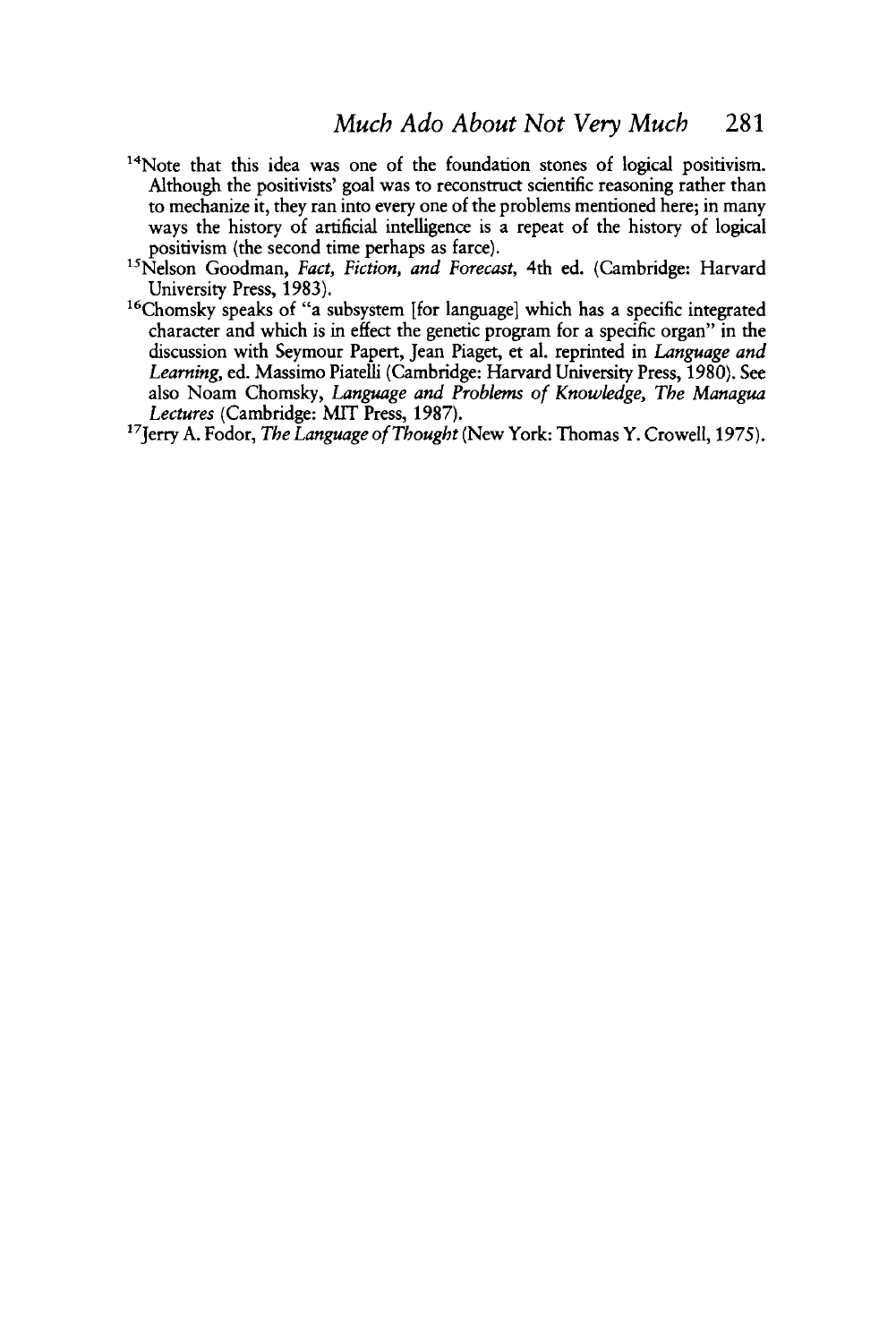[14]Note that this idea was one of the foundation stones of logical positivism. Although the positivists' goal was to reconstruct scientific reasoning rather than to mechanize it, they ran into every one of the problems mentioned here; in many ways the history of artificial intelligence is a repeat of the history of logical positivism (the second time perhaps as farce).

[15]Nelson Goodman, *Fact, Fiction, and Forecast*, 4th ed. (Cambridge: Harvard University Press, 1983).

[16]Chomsky speaks of "a subsystem [for language] which has a specific integrated character and which is in effect the genetic program for a specific organ" in the discussion with Seymour Papert, Jean Piaget, et al. reprinted in *Language and Learning*, ed. Massimo Piatelli (Cambridge: Harvard University Press, 1980). See also Noam Chomsky, *Language and Problems of Knowledge, The Managua Lectures* (Cambridge: MIT Press, 1987).

[17]Jerry A. Fodor, *The Language of Thought* (New York: Thomas Y. Crowell, 1975).